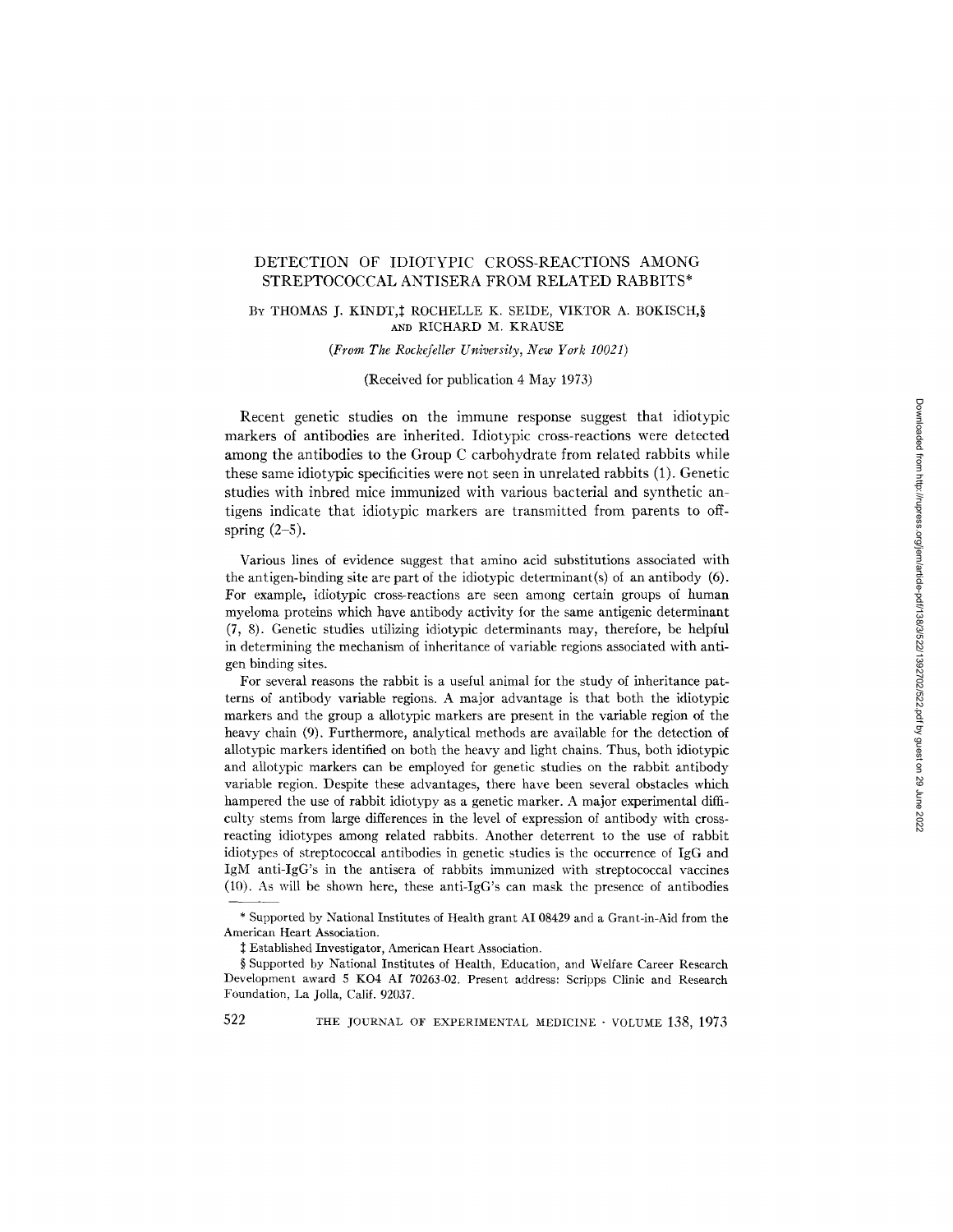# DETECTION OF IDIOTYPIC CROSS-REACTIONS AMONG STREPTOCOCCAL ANTISERA FROM RELATED RABBITS*

By THOMAS J. KINDT,‡ ROCHELLE K. SEIDE, VIKTOR A. BOKISCH,§ AND RICHARD M. KRAUSE

*(From The Rockefeller University, New York 10021)*

(Received for publication 4 May 1973)

Recent genetic studies on the immune response suggest that idiotypic markers of antibodies are inherited. Idiotypic cross-reactions were detected among the antibodies to the Group C carbohydrate from related rabbits while these same idiotypic specificities were not seen in unrelated rabbits (1). Genetic studies with inbred mice immunized with various bacterial and synthetic antigens indicate that idiotypic markers are transmitted from parents to offspring (2–5).

Various lines of evidence suggest that amino acid substitutions associated with the antigen-binding site are part of the idiotypic determinant(s) of an antibody (6). For example, idiotypic cross-reactions are seen among certain groups of human myeloma proteins which have antibody activity for the same antigenic determinant (7, 8). Genetic studies utilizing idiotypic determinants may, therefore, be helpful in determining the mechanism of inheritance of variable regions associated with antigen binding sites.

For several reasons the rabbit is a useful animal for the study of inheritance patterns of antibody variable regions. A major advantage is that both the idiotypic markers and the group a allotypic markers are present in the variable region of the heavy chain (9). Furthermore, analytical methods are available for the detection of allotypic markers identified on both the heavy and light chains. Thus, both idiotypic and allotypic markers can be employed for genetic studies on the rabbit antibody variable region. Despite these advantages, there have been several obstacles which hampered the use of rabbit idiotypy as a genetic marker. A major experimental difficulty stems from large differences in the level of expression of antibody with cross-reacting idiotypes among related rabbits. Another deterrent to the use of rabbit idiotypes of streptococcal antibodies in genetic studies is the occurrence of IgG and IgM anti-IgG's in the antisera of rabbits immunized with streptococcal vaccines (10). As will be shown here, these anti-IgG's can mask the presence of antibodies

\* Supported by National Institutes of Health grant AI 08429 and a Grant-in-Aid from the American Heart Association.

‡ Established Investigator, American Heart Association.

§ Supported by National Institutes of Health, Education, and Welfare Career Research Development award 5 KO4 AI 70263-02. Present address: Scripps Clinic and Research Foundation, La Jolla, Calif. 92037.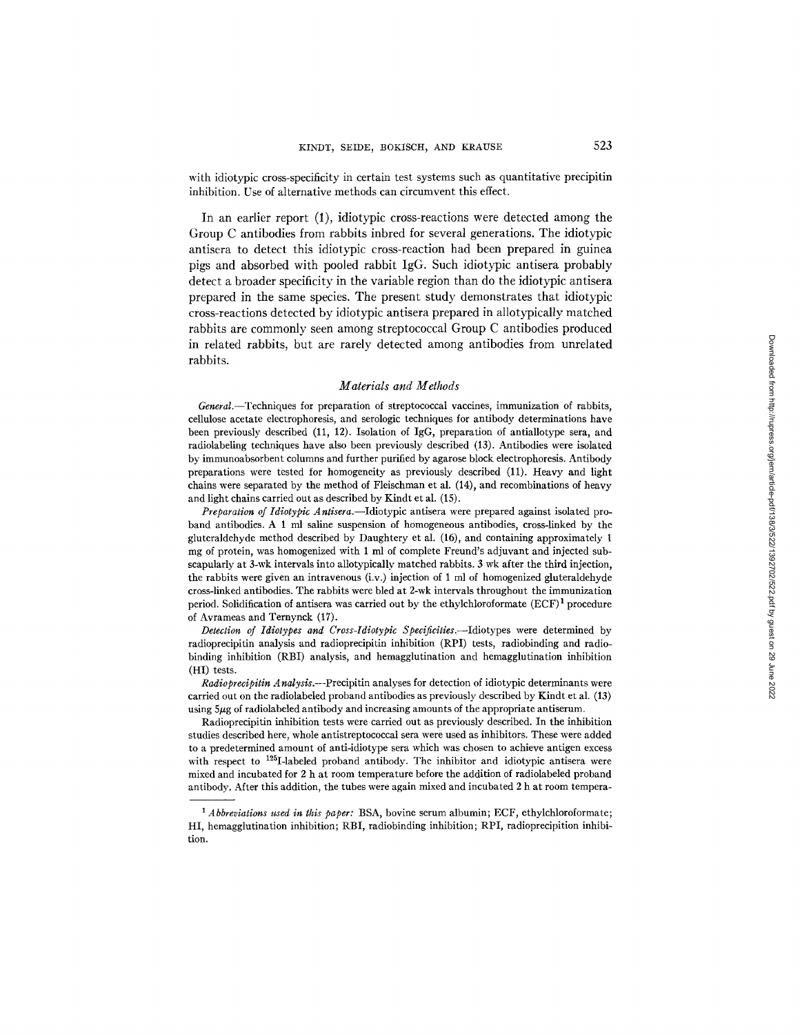with idiotypic cross-specificity in certain test systems such as quantitative precipitin inhibition. Use of alternative methods can circumvent this effect.

In an earlier report (1), idiotypic cross-reactions were detected among the Group C antibodies from rabbits inbred for several generations. The idiotypic antisera to detect this idiotypic cross-reaction had been prepared in guinea pigs and absorbed with pooled rabbit IgG. Such idiotypic antisera probably detect a broader specificity in the variable region than do the idiotypic antisera prepared in the same species. The present study demonstrates that idiotypic cross-reactions detected by idiotypic antisera prepared in allotypically matched rabbits are commonly seen among streptococcal Group C antibodies produced in related rabbits, but are rarely detected among antibodies from unrelated rabbits.

## *Materials and Methods*

*General.*—Techniques for preparation of streptococcal vaccines, immunization of rabbits, cellulose acetate electrophoresis, and serologic techniques for antibody determinations have been previously described (11, 12). Isolation of IgG, preparation of antiallotype sera, and radiolabeling techniques have also been previously described (13). Antibodies were isolated by immunoabsorbent columns and further purified by agarose block electrophoresis. Antibody preparations were tested for homogeneity as previously described (11). Heavy and light chains were separated by the method of Fleischman et al. (14), and recombinations of heavy and light chains carried out as described by Kindt et al. (15).

*Preparation of Idiotypic Antisera.*—Idiotypic antisera were prepared against isolated proband antibodies. A 1 ml saline suspension of homogeneous antibodies, cross-linked by the gluteraldehyde method described by Daughtery et al. (16), and containing approximately 1 mg of protein, was homogenized with 1 ml of complete Freund's adjuvant and injected subscapularly at 3-wk intervals into allotypically matched rabbits. 3 wk after the third injection, the rabbits were given an intravenous (i.v.) injection of 1 ml of homogenized gluteraldehyde cross-linked antibodies. The rabbits were bled at 2-wk intervals throughout the immunization period. Solidification of antisera was carried out by the ethylchloroformate (ECF)[1] procedure of Avrameas and Ternynck (17).

*Detection of Idiotypes and Cross-Idiotypic Specificities.*—Idiotypes were determined by radioprecipitin analysis and radioprecipitin inhibition (RPI) tests, radiobinding and radiobinding inhibition (RBI) analysis, and hemagglutination and hemagglutination inhibition (HI) tests.

*Radioprecipitin Analysis.*—Precipitin analyses for detection of idiotypic determinants were carried out on the radiolabeled proband antibodies as previously described by Kindt et al. (13) using 5μg of radiolabeled antibody and increasing amounts of the appropriate antiserum.

Radioprecipitin inhibition tests were carried out as previously described. In the inhibition studies described here, whole antistreptococcal sera were used as inhibitors. These were added to a predetermined amount of anti-idiotype sera which was chosen to achieve antigen excess with respect to $^{125}$I-labeled proband antibody. The inhibitor and idiotypic antisera were mixed and incubated for 2 h at room temperature before the addition of radiolabeled proband antibody. After this addition, the tubes were again mixed and incubated 2 h at room tempera-

[1] *Abbreviations used in this paper:* BSA, bovine serum albumin; ECF, ethylchloroformate; HI, hemagglutination inhibition; RBI, radiobinding inhibition; RPI, radioprecipition inhibition.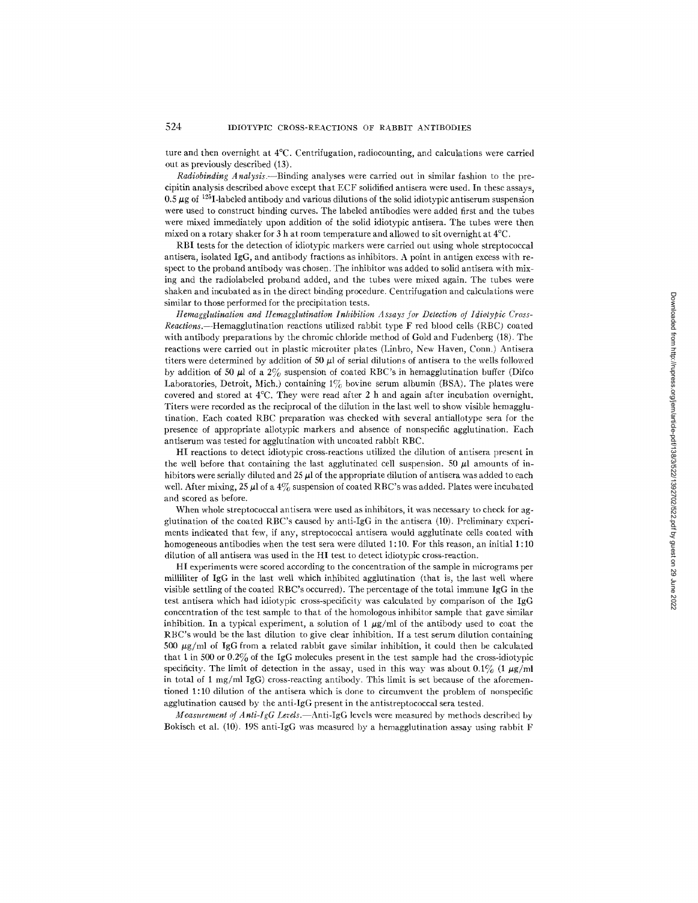ture and then overnight at 4°C. Centrifugation, radiocounting, and calculations were carried out as previously described (13).

*Radiobinding Analysis.*—Binding analyses were carried out in similar fashion to the precipitin analysis described above except that ECF solidified antisera were used. In these assays, 0.5 μg of $^{125}$I-labeled antibody and various dilutions of the solid idiotypic antiserum suspension were used to construct binding curves. The labeled antibodies were added first and the tubes were mixed immediately upon addition of the solid idiotypic antisera. The tubes were then mixed on a rotary shaker for 3 h at room temperature and allowed to sit overnight at 4°C.

RBI tests for the detection of idiotypic markers were carried out using whole streptococcal antisera, isolated IgG, and antibody fractions as inhibitors. A point in antigen excess with respect to the proband antibody was chosen. The inhibitor was added to solid antisera with mixing and the radiolabeled proband added, and the tubes were mixed again. The tubes were shaken and incubated as in the direct binding procedure. Centrifugation and calculations were similar to those performed for the precipitation tests.

*Hemagglutination and Hemagglutination Inhibition Assays for Detection of Idiotypic Cross-Reactions.*—Hemagglutination reactions utilized rabbit type F red blood cells (RBC) coated with antibody preparations by the chromic chloride method of Gold and Fudenberg (18). The reactions were carried out in plastic microtiter plates (Linbro, New Haven, Conn.) Antisera titers were determined by addition of 50 μl of serial dilutions of antisera to the wells followed by addition of 50 μl of a 2% suspension of coated RBC's in hemagglutination buffer (Difco Laboratories, Detroit, Mich.) containing 1% bovine serum albumin (BSA). The plates were covered and stored at 4°C. They were read after 2 h and again after incubation overnight. Titers were recorded as the reciprocal of the dilution in the last well to show visible hemagglutination. Each coated RBC preparation was checked with several antiallotype sera for the presence of appropriate allotypic markers and absence of nonspecific agglutination. Each antiserum was tested for agglutination with uncoated rabbit RBC.

HI reactions to detect idiotypic cross-reactions utilized the dilution of antisera present in the well before that containing the last agglutinated cell suspension. 50 μl amounts of inhibitors were serially diluted and 25 μl of the appropriate dilution of antisera was added to each well. After mixing, 25 μl of a 4% suspension of coated RBC's was added. Plates were incubated and scored as before.

When whole streptococcal antisera were used as inhibitors, it was necessary to check for agglutination of the coated RBC's caused by anti-IgG in the antisera (10). Preliminary experiments indicated that few, if any, streptococcal antisera would agglutinate cells coated with homogeneous antibodies when the test sera were diluted 1:10. For this reason, an initial 1:10 dilution of all antisera was used in the HI test to detect idiotypic cross-reaction.

HI experiments were scored according to the concentration of the sample in micrograms per milliliter of IgG in the last well which inhibited agglutination (that is, the last well where visible settling of the coated RBC's occurred). The percentage of the total immune IgG in the test antisera which had idiotypic cross-specificity was calculated by comparison of the IgG concentration of the test sample to that of the homologous inhibitor sample that gave similar inhibition. In a typical experiment, a solution of 1 μg/ml of the antibody used to coat the RBC's would be the last dilution to give clear inhibition. If a test serum dilution containing 500 μg/ml of IgG from a related rabbit gave similar inhibition, it could then be calculated that 1 in 500 or 0.2% of the IgG molecules present in the test sample had the cross-idiotypic specificity. The limit of detection in the assay, used in this way was about 0.1% (1 μg/ml in total of 1 mg/ml IgG) cross-reacting antibody. This limit is set because of the aforementioned 1:10 dilution of the antisera which is done to circumvent the problem of nonspecific agglutination caused by the anti-IgG present in the antistreptococcal sera tested.

*Measurement of Anti-IgG Levels.*—Anti-IgG levels were measured by methods described by Bokisch et al. (10). 19S anti-IgG was measured by a hemagglutination assay using rabbit F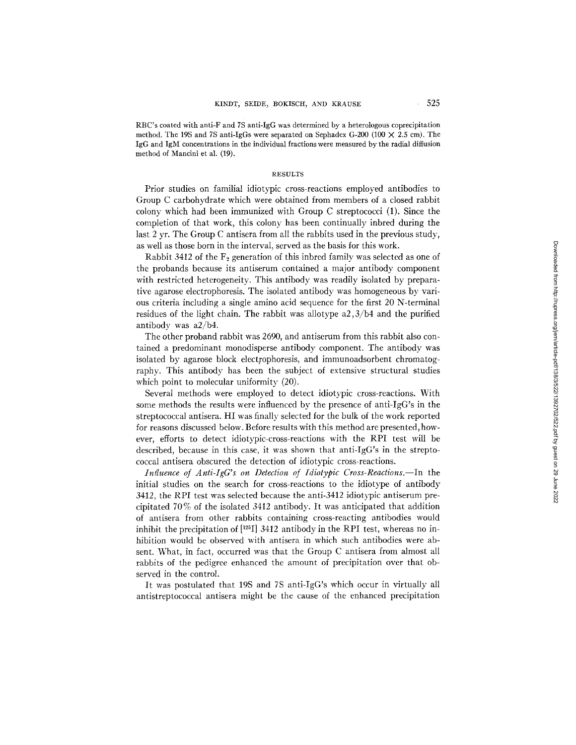RBC's coated with anti-F and 7S anti-IgG was determined by a heterologous coprecipitation method. The 19S and 7S anti-IgGs were separated on Sephadex G-200 (100 × 2.5 cm). The IgG and IgM concentrations in the individual fractions were measured by the radial diffusion method of Mancini et al. (19).

## RESULTS

Prior studies on familial idiotypic cross-reactions employed antibodies to Group C carbohydrate which were obtained from members of a closed rabbit colony which had been immunized with Group C streptococci (1). Since the completion of that work, this colony has been continually inbred during the last 2 yr. The Group C antisera from all the rabbits used in the previous study, as well as those born in the interval, served as the basis for this work.

Rabbit 3412 of the $F_2$ generation of this inbred family was selected as one of the probands because its antiserum contained a major antibody component with restricted heterogeneity. This antibody was readily isolated by preparative agarose electrophoresis. The isolated antibody was homogeneous by various criteria including a single amino acid sequence for the first 20 N-terminal residues of the light chain. The rabbit was allotype a2,3/b4 and the purified antibody was a2/b4.

The other proband rabbit was 2690, and antiserum from this rabbit also contained a predominant monodisperse antibody component. The antibody was isolated by agarose block electrophoresis, and immunoadsorbent chromatography. This antibody has been the subject of extensive structural studies which point to molecular uniformity (20).

Several methods were employed to detect idiotypic cross-reactions. With some methods the results were influenced by the presence of anti-IgG's in the streptococcal antisera. HI was finally selected for the bulk of the work reported for reasons discussed below. Before results with this method are presented, however, efforts to detect idiotypic-cross-reactions with the RPI test will be described, because in this case, it was shown that anti-IgG's in the streptococcal antisera obscured the detection of idiotypic cross-reactions.

*Influence of Anti-IgG's on Detection of Idiotypic Cross-Reactions.*—In the initial studies on the search for cross-reactions to the idiotype of antibody 3412, the RPI test was selected because the anti-3412 idiotypic antiserum precipitated 70% of the isolated 3412 antibody. It was anticipated that addition of antisera from other rabbits containing cross-reacting antibodies would inhibit the precipitation of [$^{125}$I] 3412 antibody in the RPI test, whereas no inhibition would be observed with antisera in which such antibodies were absent. What, in fact, occurred was that the Group C antisera from almost all rabbits of the pedigree enhanced the amount of precipitation over that observed in the control.

It was postulated that 19S and 7S anti-IgG's which occur in virtually all antistreptococcal antisera might be the cause of the enhanced precipitation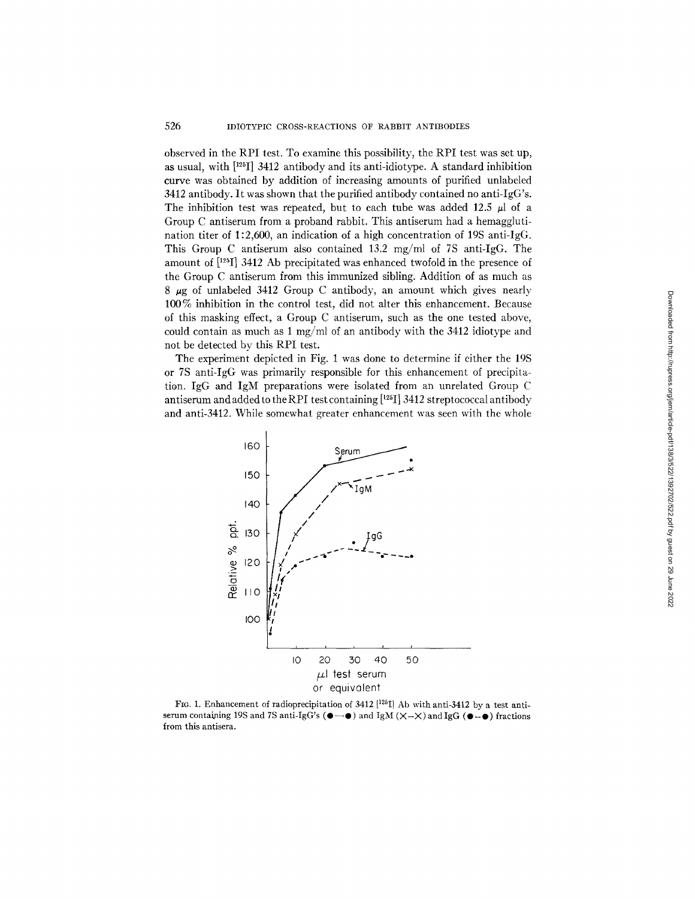observed in the RPI test. To examine this possibility, the RPI test was set up, as usual, with [$^{125}$I] 3412 antibody and its anti-idiotype. A standard inhibition curve was obtained by addition of increasing amounts of purified unlabeled 3412 antibody. It was shown that the purified antibody contained no anti-IgG's. The inhibition test was repeated, but to each tube was added 12.5 μl of a Group C antiserum from a proband rabbit. This antiserum had a hemagglutination titer of 1:2,600, an indication of a high concentration of 19S anti-IgG. This Group C antiserum also contained 13.2 mg/ml of 7S anti-IgG. The amount of [$^{125}$I] 3412 Ab precipitated was enhanced twofold in the presence of the Group C antiserum from this immunized sibling. Addition of as much as 8 μg of unlabeled 3412 Group C antibody, an amount which gives nearly 100% inhibition in the control test, did not alter this enhancement. Because of this masking effect, a Group C antiserum, such as the one tested above, could contain as much as 1 mg/ml of an antibody with the 3412 idiotype and not be detected by this RPI test.

The experiment depicted in Fig. 1 was done to determine if either the 19S or 7S anti-IgG was primarily responsible for this enhancement of precipitation. IgG and IgM preparations were isolated from an unrelated Group C antiserum and added to the RPI test containing [$^{125}$I] 3412 streptococcal antibody and anti-3412. While somewhat greater enhancement was seen with the whole

FIG. 1. Enhancement of radioprecipitation of 3412 [$^{125}$I] Ab with anti-3412 by a test antiserum containing 19S and 7S anti-IgG's (●—●) and IgM (×--×) and IgG (●--●) fractions from this antisera.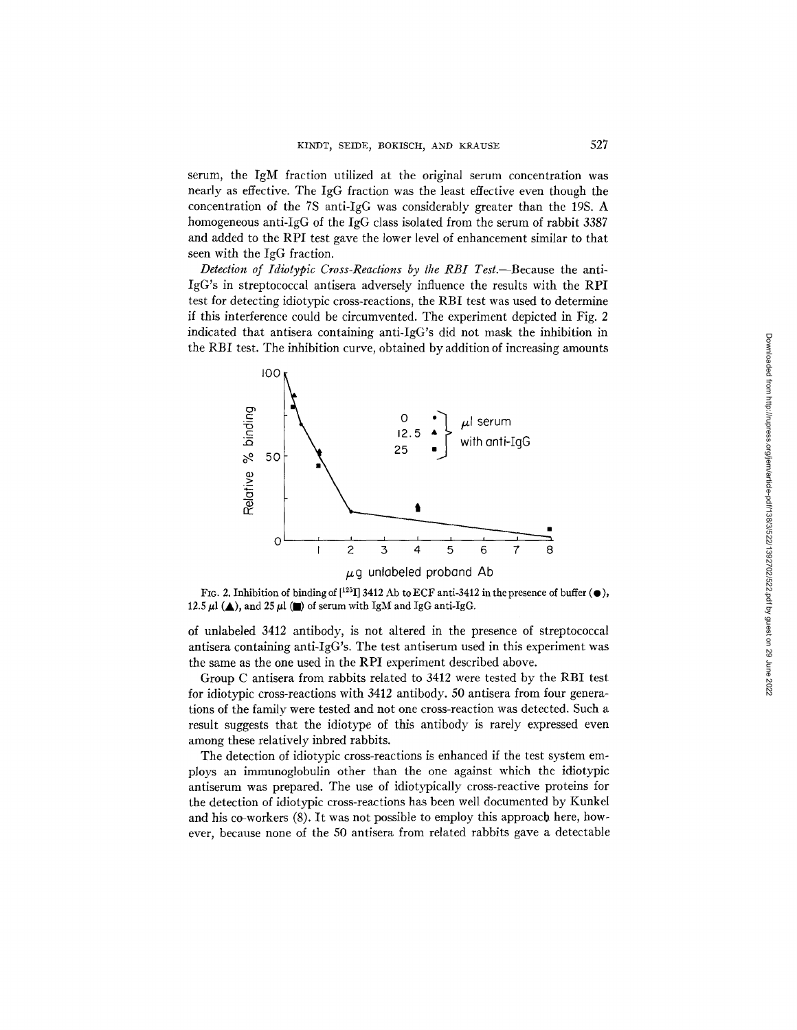serum, the IgM fraction utilized at the original serum concentration was nearly as effective. The IgG fraction was the least effective even though the concentration of the 7S anti-IgG was considerably greater than the 19S. A homogeneous anti-IgG of the IgG class isolated from the serum of rabbit 3387 and added to the RPI test gave the lower level of enhancement similar to that seen with the IgG fraction.

*Detection of Idiotypic Cross-Reactions by the RBI Test.*—Because the anti-IgG's in streptococcal antisera adversely influence the results with the RPI test for detecting idiotypic cross-reactions, the RBI test was used to determine if this interference could be circumvented. The experiment depicted in Fig. 2 indicated that antisera containing anti-IgG's did not mask the inhibition in the RBI test. The inhibition curve, obtained by addition of increasing amounts

FIG. 2. Inhibition of binding of [$^{125}$I] 3412 Ab to ECF anti-3412 in the presence of buffer (●), 12.5 μl (▲), and 25 μl (■) of serum with IgM and IgG anti-IgG.

of unlabeled 3412 antibody, is not altered in the presence of streptococcal antisera containing anti-IgG's. The test antiserum used in this experiment was the same as the one used in the RPI experiment described above.

Group C antisera from rabbits related to 3412 were tested by the RBI test for idiotypic cross-reactions with 3412 antibody. 50 antisera from four generations of the family were tested and not one cross-reaction was detected. Such a result suggests that the idiotype of this antibody is rarely expressed even among these relatively inbred rabbits.

The detection of idiotypic cross-reactions is enhanced if the test system employs an immunoglobulin other than the one against which the idiotypic antiserum was prepared. The use of idiotypically cross-reactive proteins for the detection of idiotypic cross-reactions has been well documented by Kunkel and his co-workers (8). It was not possible to employ this approach here, however, because none of the 50 antisera from related rabbits gave a detectable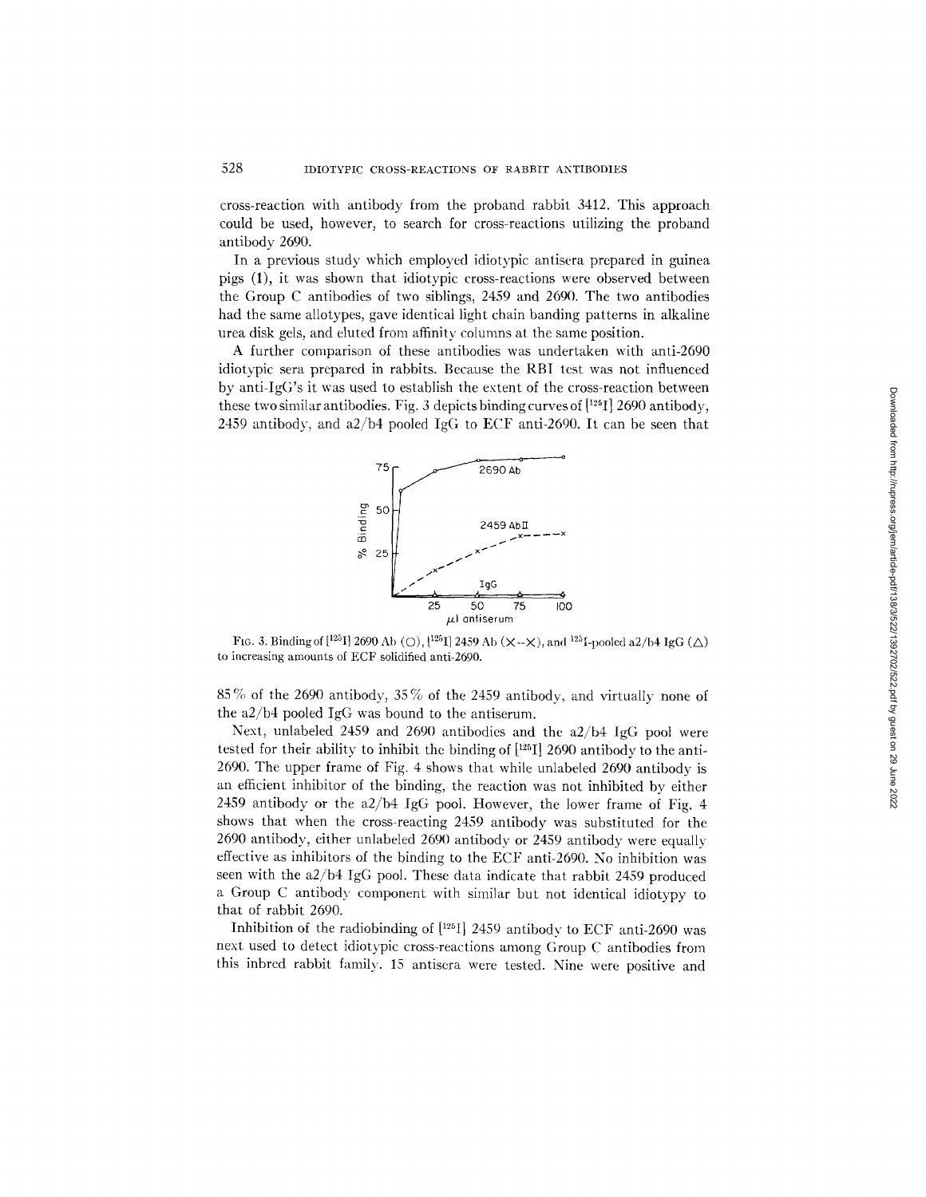cross-reaction with antibody from the proband rabbit 3412. This approach could be used, however, to search for cross-reactions utilizing the proband antibody 2690.

In a previous study which employed idiotypic antisera prepared in guinea pigs (1), it was shown that idiotypic cross-reactions were observed between the Group C antibodies of two siblings, 2459 and 2690. The two antibodies had the same allotypes, gave identical light chain banding patterns in alkaline urea disk gels, and eluted from affinity columns at the same position.

A further comparison of these antibodies was undertaken with anti-2690 idiotypic sera prepared in rabbits. Because the RBI test was not influenced by anti-IgG's it was used to establish the extent of the cross-reaction between these two similar antibodies. Fig. 3 depicts binding curves of [$^{125}$I] 2690 antibody, 2459 antibody, and a2/b4 pooled IgG to ECF anti-2690. It can be seen that

FIG. 3. Binding of [$^{125}$I] 2690 Ab (○), [$^{125}$I] 2459 Ab (×--×), and $^{125}$I-pooled a2/b4 IgG (△) to increasing amounts of ECF solidified anti-2690.

85% of the 2690 antibody, 35% of the 2459 antibody, and virtually none of the a2/b4 pooled IgG was bound to the antiserum.

Next, unlabeled 2459 and 2690 antibodies and the a2/b4 IgG pool were tested for their ability to inhibit the binding of [$^{125}$I] 2690 antibody to the anti-2690. The upper frame of Fig. 4 shows that while unlabeled 2690 antibody is an efficient inhibitor of the binding, the reaction was not inhibited by either 2459 antibody or the a2/b4 IgG pool. However, the lower frame of Fig. 4 shows that when the cross-reacting 2459 antibody was substituted for the 2690 antibody, either unlabeled 2690 antibody or 2459 antibody were equally effective as inhibitors of the binding to the ECF anti-2690. No inhibition was seen with the a2/b4 IgG pool. These data indicate that rabbit 2459 produced a Group C antibody component with similar but not identical idiotypy to that of rabbit 2690.

Inhibition of the radiobinding of [$^{125}$I] 2459 antibody to ECF anti-2690 was next used to detect idiotypic cross-reactions among Group C antibodies from this inbred rabbit family. 15 antisera were tested. Nine were positive and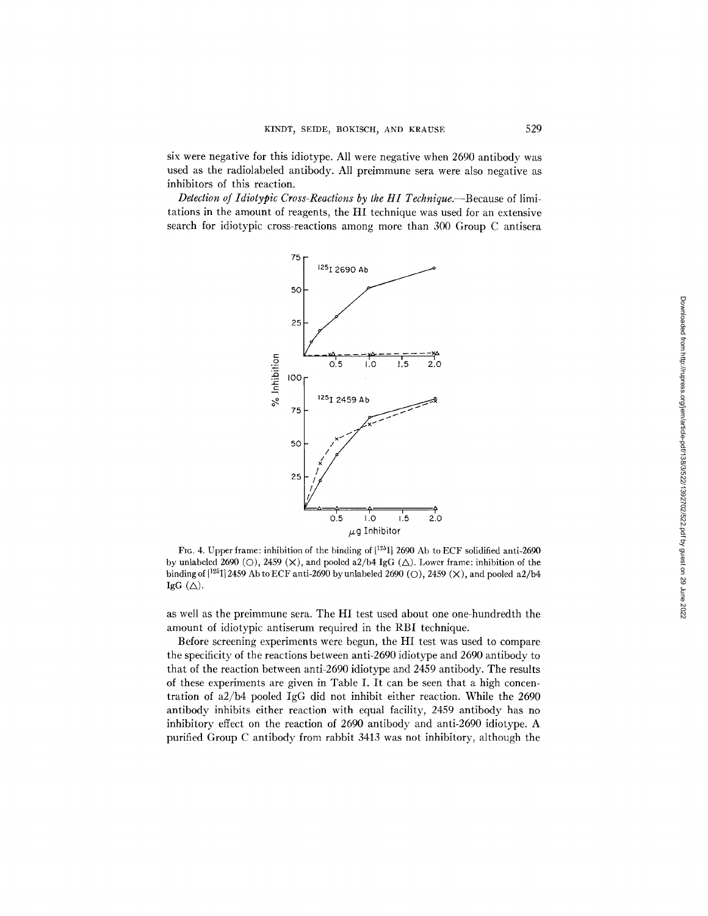six were negative for this idiotype. All were negative when 2690 antibody was used as the radiolabeled antibody. All preimmune sera were also negative as inhibitors of this reaction.

*Detection of Idiotypic Cross-Reactions by the HI Technique.*—Because of limitations in the amount of reagents, the HI technique was used for an extensive search for idiotypic cross-reactions among more than 300 Group C antisera

FIG. 4. Upper frame: inhibition of the binding of [$^{125}$I] 2690 Ab to ECF solidified anti-2690 by unlabeled 2690 (○), 2459 (×), and pooled a2/b4 IgG (△). Lower frame: inhibition of the binding of [$^{125}$I] 2459 Ab to ECF anti-2690 by unlabeled 2690 (○), 2459 (×), and pooled a2/b4 IgG (△).

as well as the preimmune sera. The HI test used about one one-hundredth the amount of idiotypic antiserum required in the RBI technique.

Before screening experiments were begun, the HI test was used to compare the specificity of the reactions between anti-2690 idiotype and 2690 antibody to that of the reaction between anti-2690 idiotype and 2459 antibody. The results of these experiments are given in Table I. It can be seen that a high concentration of a2/b4 pooled IgG did not inhibit either reaction. While the 2690 antibody inhibits either reaction with equal facility, 2459 antibody has no inhibitory effect on the reaction of 2690 antibody and anti-2690 idiotype. A purified Group C antibody from rabbit 3413 was not inhibitory, although the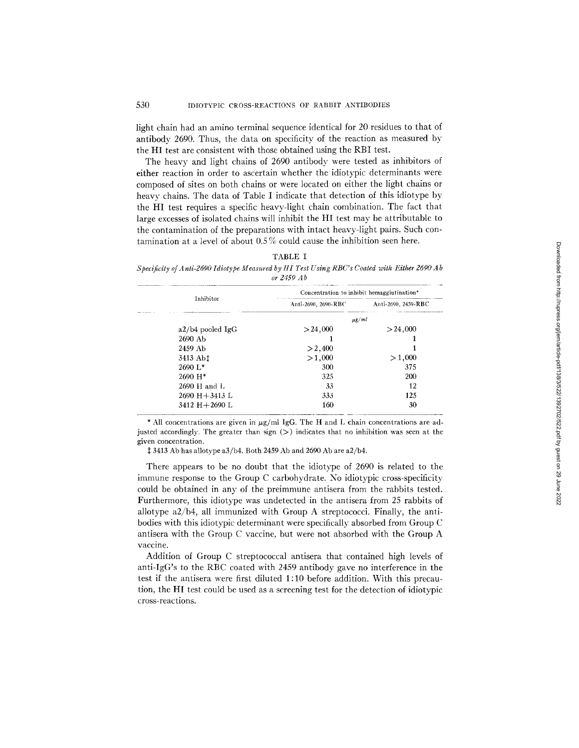light chain had an amino terminal sequence identical for 20 residues to that of antibody 2690. Thus, the data on specificity of the reaction as measured by the HI test are consistent with those obtained using the RBI test.

The heavy and light chains of 2690 antibody were tested as inhibitors of either reaction in order to ascertain whether the idiotypic determinants were composed of sites on both chains or were located on either the light chains or heavy chains. The data of Table I indicate that detection of this idiotype by the HI test requires a specific heavy-light chain combination. The fact that large excesses of isolated chains will inhibit the HI test may be attributable to the contamination of the preparations with intact heavy-light pairs. Such contamination at a level of about 0.5% could cause the inhibition seen here.

TABLE I

*Specificity of Anti-2690 Idiotype Measured by HI Test Using RBC's Coated with Either 2690 Ab or 2459 Ab*

| Inhibitor | Concentration to inhibit hemagglutination* | |
|---|---|---|
| | Anti-2690, 2690-RBC | Anti-2690, 2459-RBC |
| | *μg/ml* | |
| a2/b4 pooled IgG | >24,000 | >24,000 |
| 2690 Ab | 1 | 1 |
| 2459 Ab | >2,400 | 1 |
| 3413 Ab‡ | >1,000 | >1,000 |
| 2690 L* | 300 | 375 |
| 2690 H* | 325 | 200 |
| 2690 H and L | 33 | 12 |
| 2690 H+3413 L | 333 | 125 |
| 3412 H+2690 L | 160 | 30 |

\* All concentrations are given in μg/ml IgG. The H and L chain concentrations are adjusted accordingly. The greater than sign (>) indicates that no inhibition was seen at the given concentration.

‡ 3413 Ab has allotype a3/b4. Both 2459 Ab and 2690 Ab are a2/b4.

There appears to be no doubt that the idiotype of 2690 is related to the immune response to the Group C carbohydrate. No idiotypic cross-specificity could be obtained in any of the preimmune antisera from the rabbits tested. Furthermore, this idiotype was undetected in the antisera from 25 rabbits of allotype a2/b4, all immunized with Group A streptococci. Finally, the antibodies with this idiotypic determinant were specifically absorbed from Group C antisera with the Group C vaccine, but were not absorbed with the Group A vaccine.

Addition of Group C streptococcal antisera that contained high levels of anti-IgG's to the RBC coated with 2459 antibody gave no interference in the test if the antisera were first diluted 1:10 before addition. With this precaution, the HI test could be used as a screening test for the detection of idiotypic cross-reactions.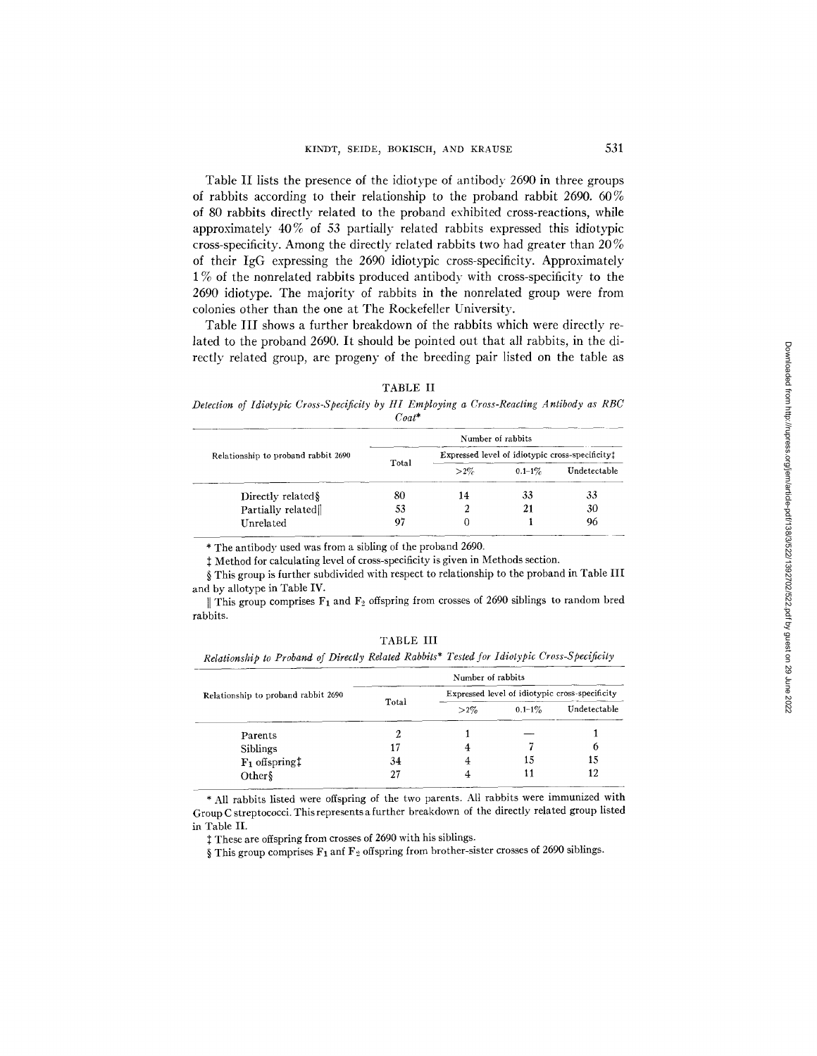Table II lists the presence of the idiotype of antibody 2690 in three groups of rabbits according to their relationship to the proband rabbit 2690. 60% of 80 rabbits directly related to the proband exhibited cross-reactions, while approximately 40% of 53 partially related rabbits expressed this idiotypic cross-specificity. Among the directly related rabbits two had greater than 20% of their IgG expressing the 2690 idiotypic cross-specificity. Approximately 1% of the nonrelated rabbits produced antibody with cross-specificity to the 2690 idiotype. The majority of rabbits in the nonrelated group were from colonies other than the one at The Rockefeller University.

Table III shows a further breakdown of the rabbits which were directly related to the proband 2690. It should be pointed out that all rabbits, in the directly related group, are progeny of the breeding pair listed on the table as

TABLE II

*Detection of Idiotypic Cross-Specificity by HI Employing a Cross-Reacting Antibody as RBC Coat**

| Relationship to proband rabbit 2690 | Number of rabbits | | | |
|---|---|---|---|---|
| | Total | Expressed level of idiotypic cross-specificity‡ | | |
| | | >2% | 0.1–1% | Undetectable |
| Directly related§ | 80 | 14 | 33 | 33 |
| Partially related‖ | 53 | 2 | 21 | 30 |
| Unrelated | 97 | 0 | 1 | 96 |

\* The antibody used was from a sibling of the proband 2690.

‡ Method for calculating level of cross-specificity is given in Methods section.

§ This group is further subdivided with respect to relationship to the proband in Table III and by allotype in Table IV.

‖ This group comprises $F_1$ and $F_2$ offspring from crosses of 2690 siblings to random bred rabbits.

TABLE III

*Relationship to Proband of Directly Related Rabbits* Tested for Idiotypic Cross-Specificity*

| Relationship to proband rabbit 2690 | Number of rabbits | | | |
|---|---|---|---|---|
| | Total | Expressed level of idiotypic cross-specificity | | |
| | | >2% | 0.1–1% | Undetectable |
| Parents | 2 | 1 | — | 1 |
| Siblings | 17 | 4 | 7 | 6 |
| $F_1$ offspring‡ | 34 | 4 | 15 | 15 |
| Other§ | 27 | 4 | 11 | 12 |

\* All rabbits listed were offspring of the two parents. All rabbits were immunized with Group C streptococci. This represents a further breakdown of the directly related group listed in Table II.

‡ These are offspring from crosses of 2690 with his siblings.

§ This group comprises $F_1$ anf $F_2$ offspring from brother-sister crosses of 2690 siblings.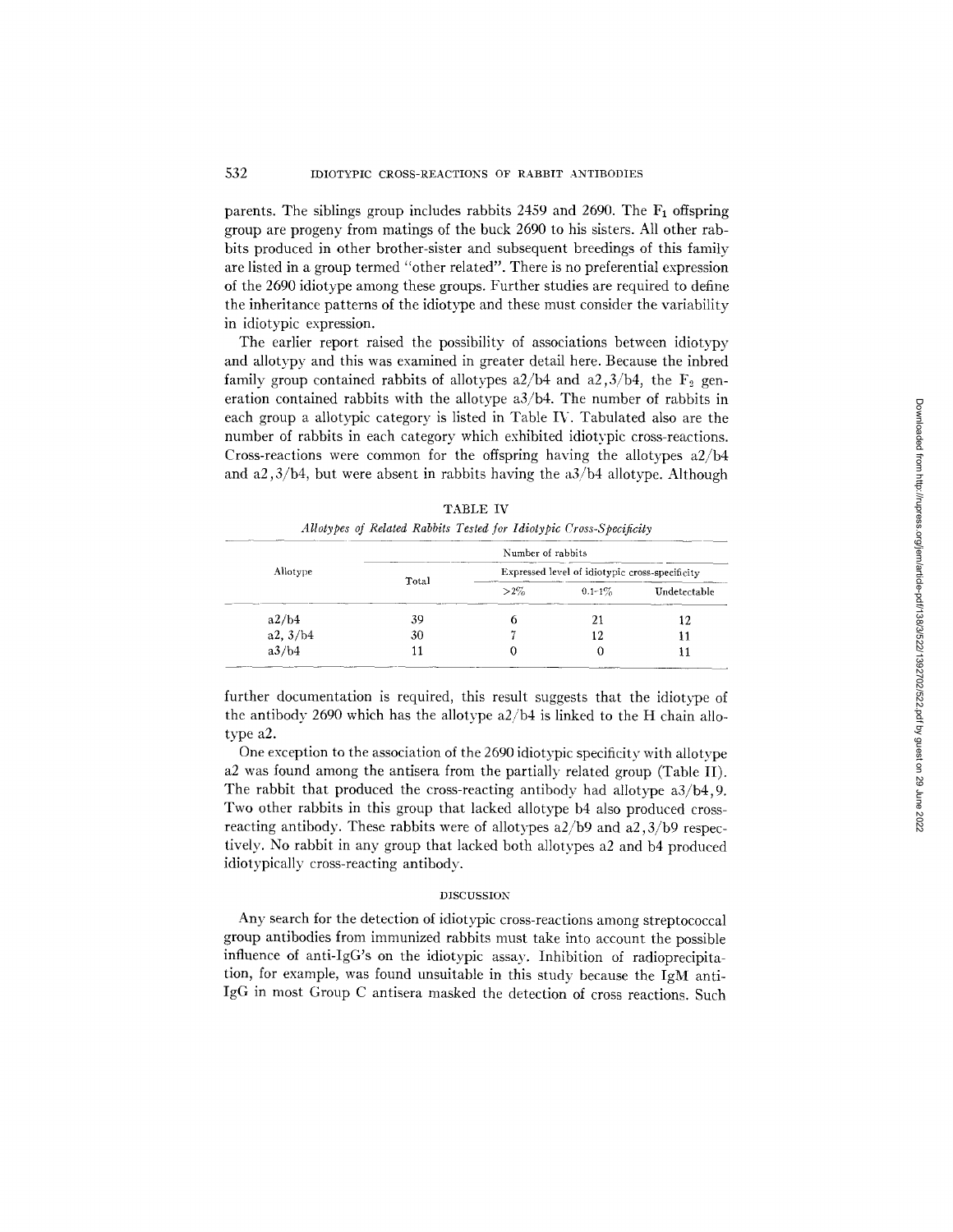parents. The siblings group includes rabbits 2459 and 2690. The $F_1$ offspring group are progeny from matings of the buck 2690 to his sisters. All other rabbits produced in other brother-sister and subsequent breedings of this family are listed in a group termed "other related". There is no preferential expression of the 2690 idiotype among these groups. Further studies are required to define the inheritance patterns of the idiotype and these must consider the variability in idiotypic expression.

The earlier report raised the possibility of associations between idiotypy and allotypy and this was examined in greater detail here. Because the inbred family group contained rabbits of allotypes a2/b4 and a2,3/b4, the $F_2$ generation contained rabbits with the allotype a3/b4. The number of rabbits in each group a allotypic category is listed in Table IV. Tabulated also are the number of rabbits in each category which exhibited idiotypic cross-reactions. Cross-reactions were common for the offspring having the allotypes a2/b4 and a2,3/b4, but were absent in rabbits having the a3/b4 allotype. Although further documentation is required, this result suggests that the idiotype of the antibody 2690 which has the allotype a2/b4 is linked to the H chain allotype a2.

TABLE IV

*Allotypes of Related Rabbits Tested for Idiotypic Cross-Specificity*

| Allotype | Number of rabbits | | | |
|---|---|---|---|---|
| | Total | Expressed level of idiotypic cross-specificity | | |
| | | >2% | 0.1–1% | Undetectable |
| a2/b4 | 39 | 6 | 21 | 12 |
| a2, 3/b4 | 30 | 7 | 12 | 11 |
| a3/b4 | 11 | 0 | 0 | 11 |

One exception to the association of the 2690 idiotypic specificity with allotype a2 was found among the antisera from the partially related group (Table II). The rabbit that produced the cross-reacting antibody had allotype a3/b4,9. Two other rabbits in this group that lacked allotype b4 also produced cross-reacting antibody. These rabbits were of allotypes a2/b9 and a2,3/b9 respectively. No rabbit in any group that lacked both allotypes a2 and b4 produced idiotypically cross-reacting antibody.

## DISCUSSION

Any search for the detection of idiotypic cross-reactions among streptococcal group antibodies from immunized rabbits must take into account the possible influence of anti-IgG's on the idiotypic assay. Inhibition of radioprecipitation, for example, was found unsuitable in this study because the IgM anti-IgG in most Group C antisera masked the detection of cross reactions. Such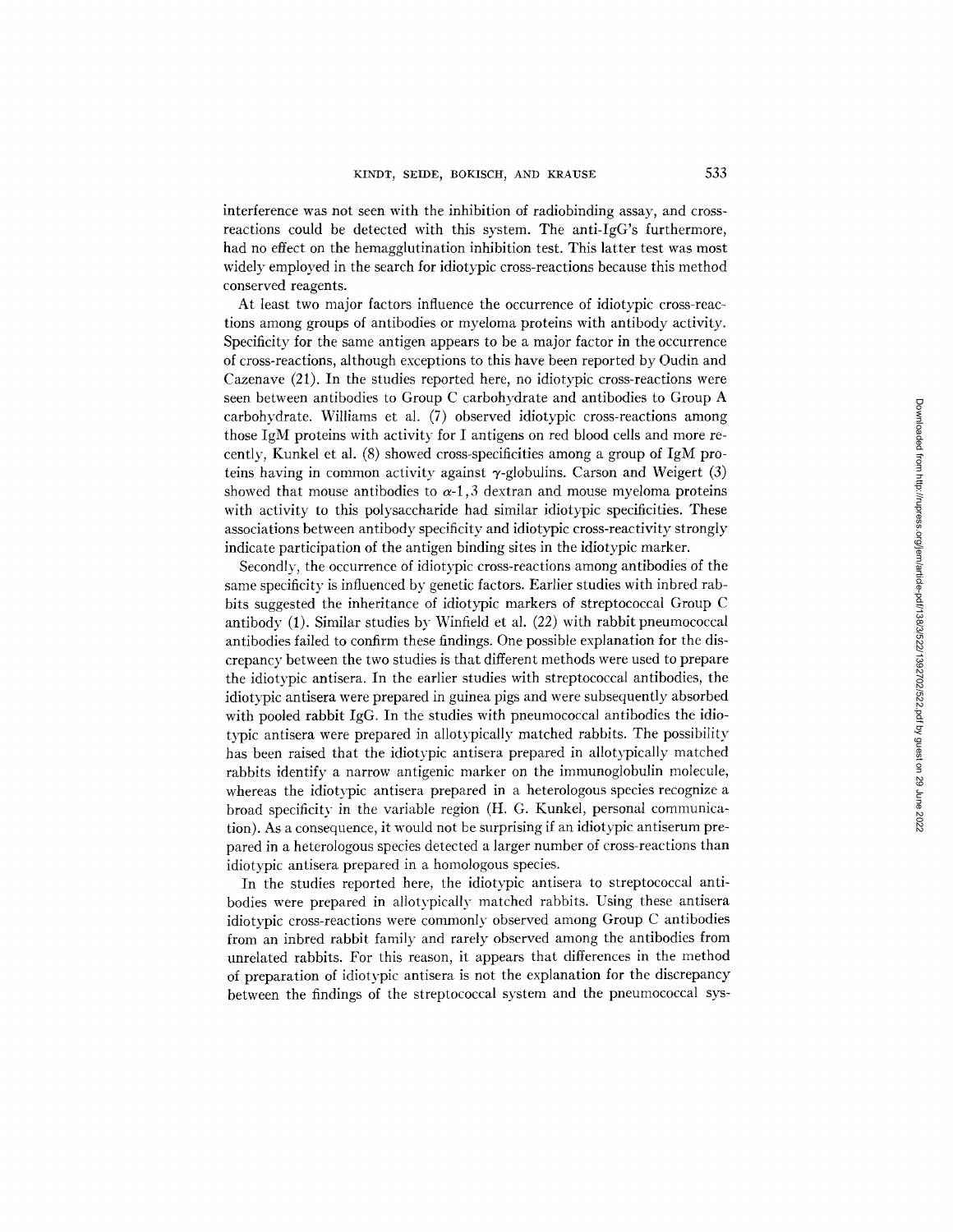interference was not seen with the inhibition of radiobinding assay, and cross-reactions could be detected with this system. The anti-IgG's furthermore, had no effect on the hemagglutination inhibition test. This latter test was most widely employed in the search for idiotypic cross-reactions because this method conserved reagents.

At least two major factors influence the occurrence of idiotypic cross-reactions among groups of antibodies or myeloma proteins with antibody activity. Specificity for the same antigen appears to be a major factor in the occurrence of cross-reactions, although exceptions to this have been reported by Oudin and Cazenave (21). In the studies reported here, no idiotypic cross-reactions were seen between antibodies to Group C carbohydrate and antibodies to Group A carbohydrate. Williams et al. (7) observed idiotypic cross-reactions among those IgM proteins with activity for I antigens on red blood cells and more recently, Kunkel et al. (8) showed cross-specificities among a group of IgM proteins having in common activity against $\gamma$-globulins. Carson and Weigert (3) showed that mouse antibodies to $\alpha$-1,3 dextran and mouse myeloma proteins with activity to this polysaccharide had similar idiotypic specificities. These associations between antibody specificity and idiotypic cross-reactivity strongly indicate participation of the antigen binding sites in the idiotypic marker.

Secondly, the occurrence of idiotypic cross-reactions among antibodies of the same specificity is influenced by genetic factors. Earlier studies with inbred rabbits suggested the inheritance of idiotypic markers of streptococcal Group C antibody (1). Similar studies by Winfield et al. (22) with rabbit pneumococcal antibodies failed to confirm these findings. One possible explanation for the discrepancy between the two studies is that different methods were used to prepare the idiotypic antisera. In the earlier studies with streptococcal antibodies, the idiotypic antisera were prepared in guinea pigs and were subsequently absorbed with pooled rabbit IgG. In the studies with pneumococcal antibodies the idiotypic antisera were prepared in allotypically matched rabbits. The possibility has been raised that the idiotypic antisera prepared in allotypically matched rabbits identify a narrow antigenic marker on the immunoglobulin molecule, whereas the idiotypic antisera prepared in a heterologous species recognize a broad specificity in the variable region (H. G. Kunkel, personal communication). As a consequence, it would not be surprising if an idiotypic antiserum prepared in a heterologous species detected a larger number of cross-reactions than idiotypic antisera prepared in a homologous species.

In the studies reported here, the idiotypic antisera to streptococcal antibodies were prepared in allotypically matched rabbits. Using these antisera idiotypic cross-reactions were commonly observed among Group C antibodies from an inbred rabbit family and rarely observed among the antibodies from unrelated rabbits. For this reason, it appears that differences in the method of preparation of idiotypic antisera is not the explanation for the discrepancy between the findings of the streptococcal system and the pneumococcal sys-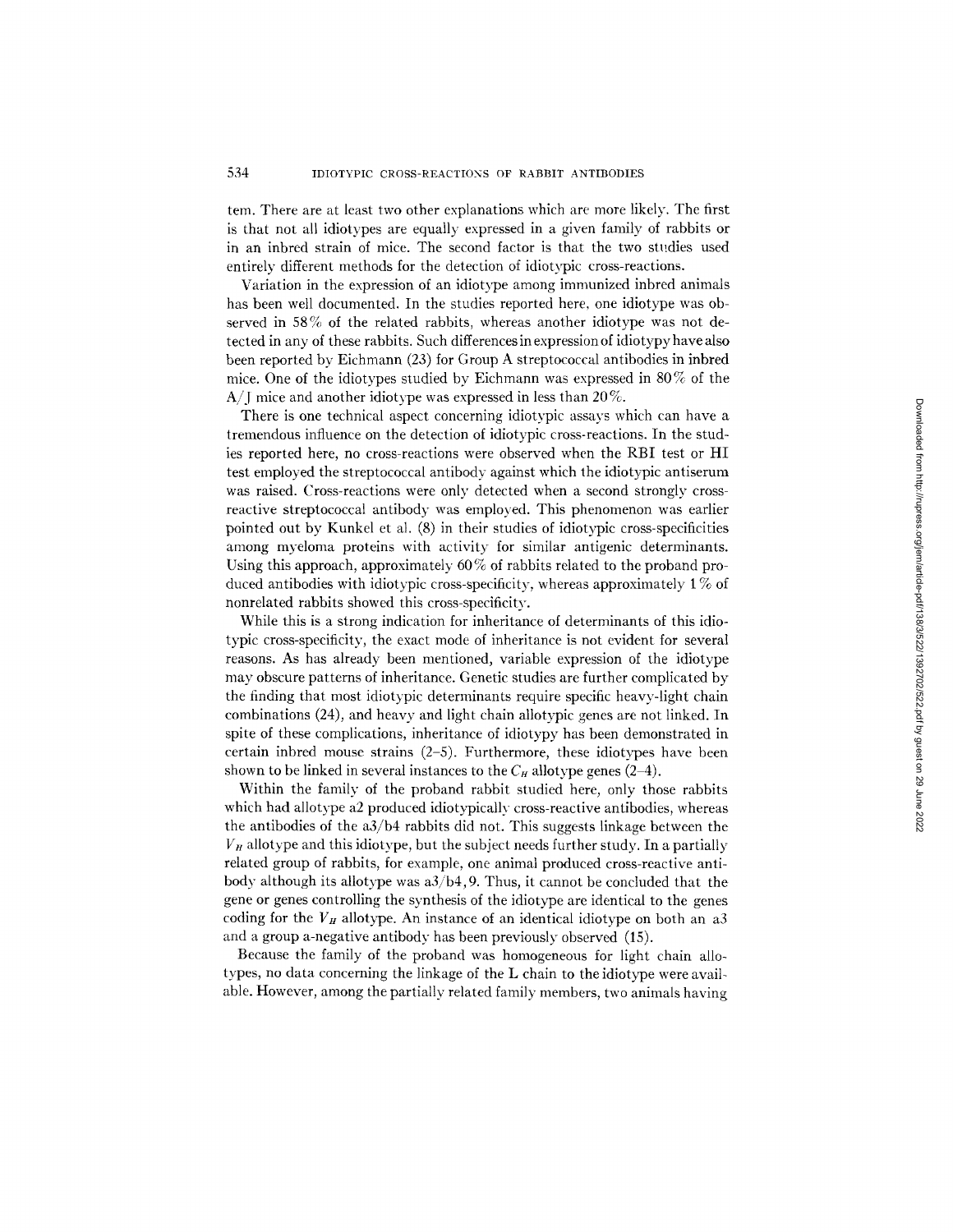tem. There are at least two other explanations which are more likely. The first is that not all idiotypes are equally expressed in a given family of rabbits or in an inbred strain of mice. The second factor is that the two studies used entirely different methods for the detection of idiotypic cross-reactions.

Variation in the expression of an idiotype among immunized inbred animals has been well documented. In the studies reported here, one idiotype was observed in 58% of the related rabbits, whereas another idiotype was not detected in any of these rabbits. Such differences in expression of idiotypy have also been reported by Eichmann (23) for Group A streptococcal antibodies in inbred mice. One of the idiotypes studied by Eichmann was expressed in 80% of the A/J mice and another idiotype was expressed in less than 20%.

There is one technical aspect concerning idiotypic assays which can have a tremendous influence on the detection of idiotypic cross-reactions. In the studies reported here, no cross-reactions were observed when the RBI test or HI test employed the streptococcal antibody against which the idiotypic antiserum was raised. Cross-reactions were only detected when a second strongly cross-reactive streptococcal antibody was employed. This phenomenon was earlier pointed out by Kunkel et al. (8) in their studies of idiotypic cross-specificities among myeloma proteins with activity for similar antigenic determinants. Using this approach, approximately 60% of rabbits related to the proband produced antibodies with idiotypic cross-specificity, whereas approximately 1% of nonrelated rabbits showed this cross-specificity.

While this is a strong indication for inheritance of determinants of this idiotypic cross-specificity, the exact mode of inheritance is not evident for several reasons. As has already been mentioned, variable expression of the idiotype may obscure patterns of inheritance. Genetic studies are further complicated by the finding that most idiotypic determinants require specific heavy-light chain combinations (24), and heavy and light chain allotypic genes are not linked. In spite of these complications, inheritance of idiotypy has been demonstrated in certain inbred mouse strains (2–5). Furthermore, these idiotypes have been shown to be linked in several instances to the $C_H$ allotype genes (2–4).

Within the family of the proband rabbit studied here, only those rabbits which had allotype a2 produced idiotypically cross-reactive antibodies, whereas the antibodies of the a3/b4 rabbits did not. This suggests linkage between the $V_H$ allotype and this idiotype, but the subject needs further study. In a partially related group of rabbits, for example, one animal produced cross-reactive antibody although its allotype was a3/b4, 9. Thus, it cannot be concluded that the gene or genes controlling the synthesis of the idiotype are identical to the genes coding for the $V_H$ allotype. An instance of an identical idiotype on both an a3 and a group a-negative antibody has been previously observed (15).

Because the family of the proband was homogeneous for light chain allotypes, no data concerning the linkage of the L chain to the idiotype were available. However, among the partially related family members, two animals having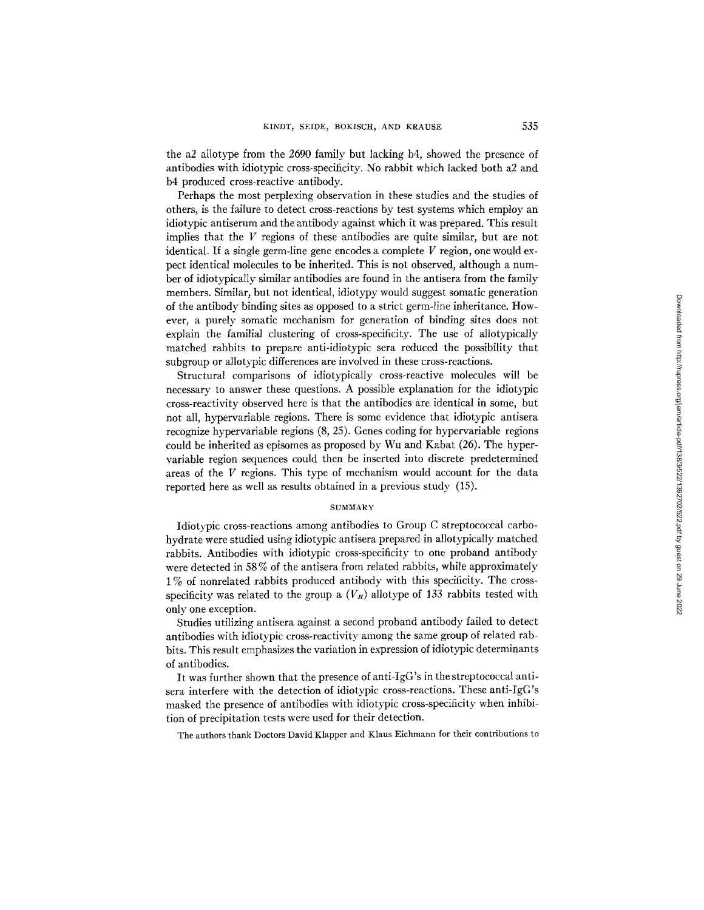the a2 allotype from the 2690 family but lacking b4, showed the presence of antibodies with idiotypic cross-specificity. No rabbit which lacked both a2 and b4 produced cross-reactive antibody.

Perhaps the most perplexing observation in these studies and the studies of others, is the failure to detect cross-reactions by test systems which employ an idiotypic antiserum and the antibody against which it was prepared. This result implies that the *V* regions of these antibodies are quite similar, but are not identical. If a single germ-line gene encodes a complete *V* region, one would expect identical molecules to be inherited. This is not observed, although a number of idiotypically similar antibodies are found in the antisera from the family members. Similar, but not identical, idiotypy would suggest somatic generation of the antibody binding sites as opposed to a strict germ-line inheritance. However, a purely somatic mechanism for generation of binding sites does not explain the familial clustering of cross-specificity. The use of allotypically matched rabbits to prepare anti-idiotypic sera reduced the possibility that subgroup or allotypic differences are involved in these cross-reactions.

Structural comparisons of idiotypically cross-reactive molecules will be necessary to answer these questions. A possible explanation for the idiotypic cross-reactivity observed here is that the antibodies are identical in some, but not all, hypervariable regions. There is some evidence that idiotypic antisera recognize hypervariable regions (8, 25). Genes coding for hypervariable regions could be inherited as episomes as proposed by Wu and Kabat (26). The hypervariable region sequences could then be inserted into discrete predetermined areas of the *V* regions. This type of mechanism would account for the data reported here as well as results obtained in a previous study (15).

## SUMMARY

Idiotypic cross-reactions among antibodies to Group C streptococcal carbohydrate were studied using idiotypic antisera prepared in allotypically matched rabbits. Antibodies with idiotypic cross-specificity to one proband antibody were detected in 58% of the antisera from related rabbits, while approximately 1% of nonrelated rabbits produced antibody with this specificity. The cross-specificity was related to the group a ($V_H$) allotype of 133 rabbits tested with only one exception.

Studies utilizing antisera against a second proband antibody failed to detect antibodies with idiotypic cross-reactivity among the same group of related rabbits. This result emphasizes the variation in expression of idiotypic determinants of antibodies.

It was further shown that the presence of anti-IgG's in the streptococcal antisera interfere with the detection of idiotypic cross-reactions. These anti-IgG's masked the presence of antibodies with idiotypic cross-specificity when inhibition of precipitation tests were used for their detection.

The authors thank Doctors David Klapper and Klaus Eichmann for their contributions to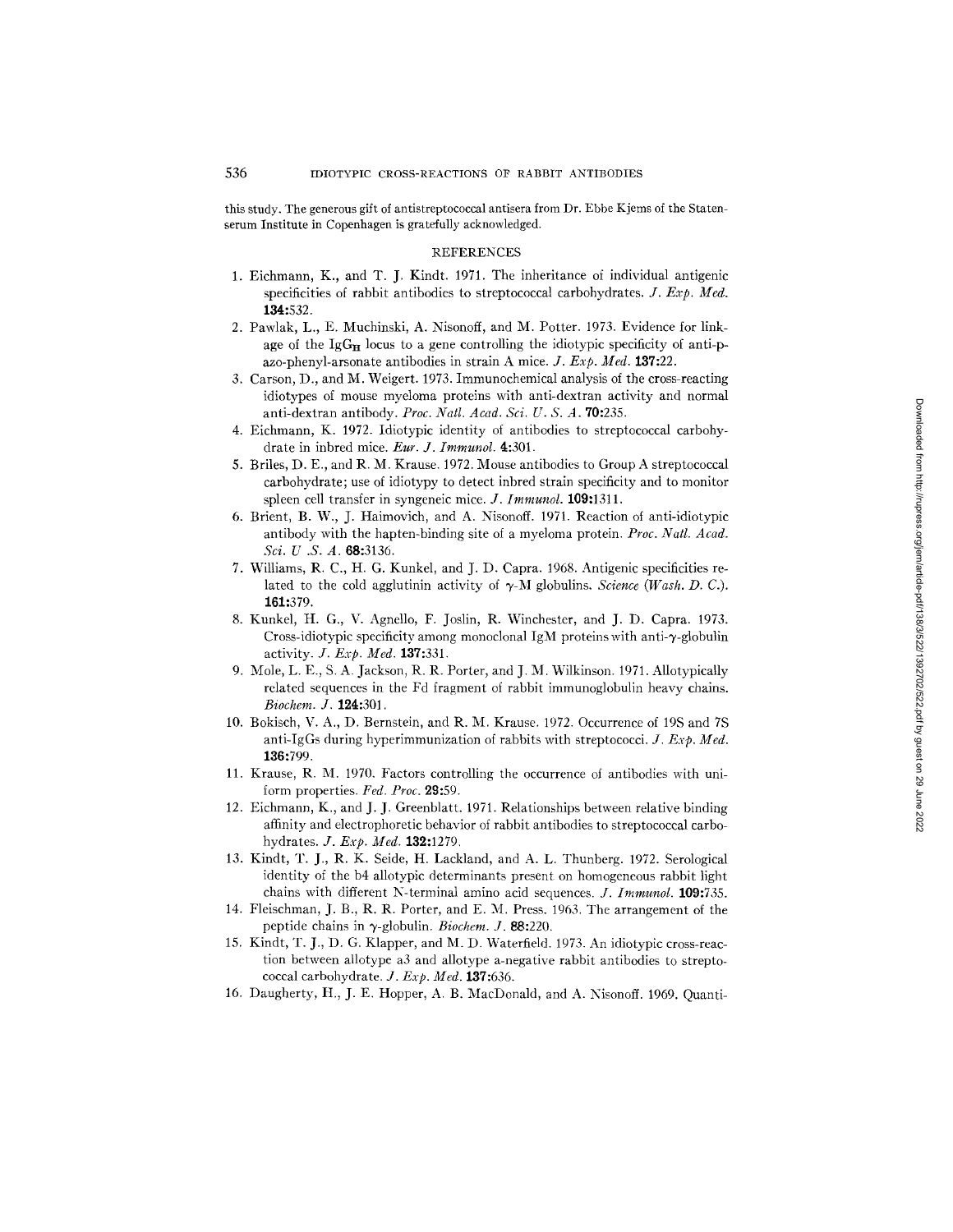this study. The generous gift of antistreptococcal antisera from Dr. Ebbe Kjems of the Statenserum Institute in Copenhagen is gratefully acknowledged.

## REFERENCES

1. Eichmann, K., and T. J. Kindt. 1971. The inheritance of individual antigenic specificities of rabbit antibodies to streptococcal carbohydrates. *J. Exp. Med.* **134**:532.
2. Pawlak, L., E. Muchinski, A. Nisonoff, and M. Potter. 1973. Evidence for linkage of the $IgG_H$ locus to a gene controlling the idiotypic specificity of anti-p-azo-phenyl-arsonate antibodies in strain A mice. *J. Exp. Med.* **137**:22.
3. Carson, D., and M. Weigert. 1973. Immunochemical analysis of the cross-reacting idiotypes of mouse myeloma proteins with anti-dextran activity and normal anti-dextran antibody. *Proc. Natl. Acad. Sci. U. S. A.* **70**:235.
4. Eichmann, K. 1972. Idiotypic identity of antibodies to streptococcal carbohydrate in inbred mice. *Eur. J. Immunol.* **4**:301.
5. Briles, D. E., and R. M. Krause. 1972. Mouse antibodies to Group A streptococcal carbohydrate; use of idiotypy to detect inbred strain specificity and to monitor spleen cell transfer in syngeneic mice. *J. Immunol.* **109**:1311.
6. Brient, B. W., J. Haimovich, and A. Nisonoff. 1971. Reaction of anti-idiotypic antibody with the hapten-binding site of a myeloma protein. *Proc. Natl. Acad. Sci. U .S. A.* **68**:3136.
7. Williams, R. C., H. G. Kunkel, and J. D. Capra. 1968. Antigenic specificities related to the cold agglutinin activity of γ-M globulins. *Science (Wash. D. C.).* **161**:379.
8. Kunkel, H. G., V. Agnello, F. Joslin, R. Winchester, and J. D. Capra. 1973. Cross-idiotypic specificity among monoclonal IgM proteins with anti-γ-globulin activity. *J. Exp. Med.* **137**:331.
9. Mole, L. E., S. A. Jackson, R. R. Porter, and J. M. Wilkinson. 1971. Allotypically related sequences in the Fd fragment of rabbit immunoglobulin heavy chains. *Biochem. J.* **124**:301.
10. Bokisch, V. A., D. Bernstein, and R. M. Krause. 1972. Occurrence of 19S and 7S anti-IgGs during hyperimmunization of rabbits with streptococci. *J. Exp. Med.* **136**:799.
11. Krause, R. M. 1970. Factors controlling the occurrence of antibodies with uniform properties. *Fed. Proc.* **29**:59.
12. Eichmann, K., and J. J. Greenblatt. 1971. Relationships between relative binding affinity and electrophoretic behavior of rabbit antibodies to streptococcal carbohydrates. *J. Exp. Med.* **132**:1279.
13. Kindt, T. J., R. K. Seide, H. Lackland, and A. L. Thunberg. 1972. Serological identity of the b4 allotypic determinants present on homogeneous rabbit light chains with different N-terminal amino acid sequences. *J. Immunol.* **109**:735.
14. Fleischman, J. B., R. R. Porter, and E. M. Press. 1963. The arrangement of the peptide chains in γ-globulin. *Biochem. J.* **88**:220.
15. Kindt, T. J., D. G. Klapper, and M. D. Waterfield. 1973. An idiotypic cross-reaction between allotype a3 and allotype a-negative rabbit antibodies to streptococcal carbohydrate. *J. Exp. Med.* **137**:636.
16. Daugherty, H., J. E. Hopper, A. B. MacDonald, and A. Nisonoff. 1969. Quanti-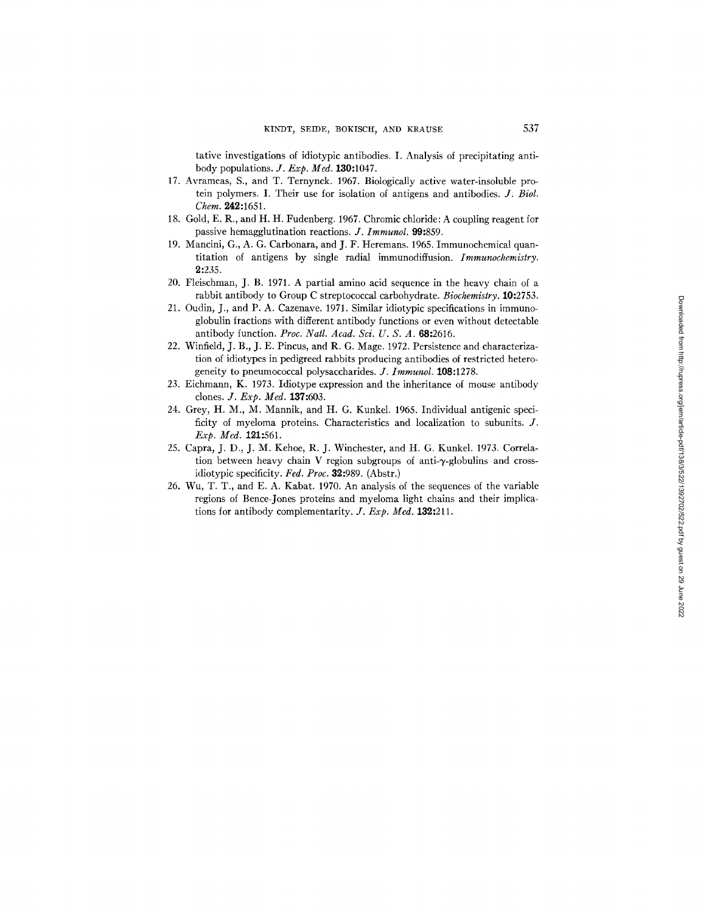tative investigations of idiotypic antibodies. I. Analysis of precipitating antibody populations. *J. Exp. Med.* **130:**1047.

17. Avrameas, S., and T. Ternynck. 1967. Biologically active water-insoluble protein polymers. I. Their use for isolation of antigens and antibodies. *J. Biol. Chem.* **242:**1651.
18. Gold, E. R., and H. H. Fudenberg. 1967. Chromic chloride: A coupling reagent for passive hemagglutination reactions. *J. Immunol.* **99:**859.
19. Mancini, G., A. G. Carbonara, and J. F. Heremans. 1965. Immunochemical quantitation of antigens by single radial immunodiffusion. *Immunochemistry.* **2:**235.
20. Fleischman, J. B. 1971. A partial amino acid sequence in the heavy chain of a rabbit antibody to Group C streptococcal carbohydrate. *Biochemistry.* **10:**2753.
21. Oudin, J., and P. A. Cazenave. 1971. Similar idiotypic specifications in immunoglobulin fractions with different antibody functions or even without detectable antibody function. *Proc. Natl. Acad. Sci. U. S. A.* **68:**2616.
22. Winfield, J. B., J. E. Pincus, and R. G. Mage. 1972. Persistence and characterization of idiotypes in pedigreed rabbits producing antibodies of restricted heterogeneity to pneumococcal polysaccharides. *J. Immunol.* **108:**1278.
23. Eichmann, K. 1973. Idiotype expression and the inheritance of mouse antibody clones. *J. Exp. Med.* **137:**603.
24. Grey, H. M., M. Mannik, and H. G. Kunkel. 1965. Individual antigenic specificity of myeloma proteins. Characteristics and localization to subunits. *J. Exp. Med.* **121:**561.
25. Capra, J. D., J. M. Kehoe, R. J. Winchester, and H. G. Kunkel. 1973. Correlation between heavy chain V region subgroups of anti-γ-globulins and cross-idiotypic specificity. *Fed. Proc.* **32:**989. (Abstr.)
26. Wu, T. T., and E. A. Kabat. 1970. An analysis of the sequences of the variable regions of Bence-Jones proteins and myeloma light chains and their implications for antibody complementarity. *J. Exp. Med.* **132:**211.